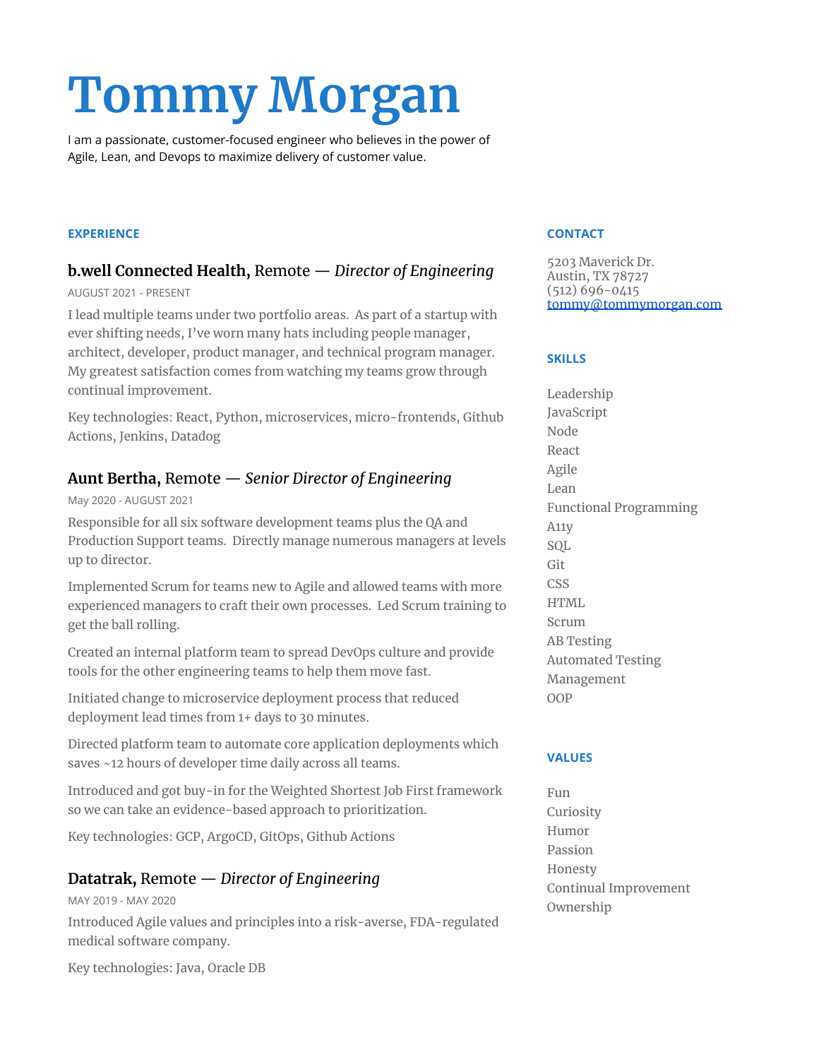# Tommy Morgan

I am a passionate, customer-focused engineer who believes in the power of Agile, Lean, and Devops to maximize delivery of customer value.

## EXPERIENCE

### **b.well Connected Health,** Remote — *Director of Engineering*

AUGUST 2021 - PRESENT

I lead multiple teams under two portfolio areas. As part of a startup with ever shifting needs, I've worn many hats including people manager, architect, developer, product manager, and technical program manager. My greatest satisfaction comes from watching my teams grow through continual improvement.

Key technologies: React, Python, microservices, micro-frontends, Github Actions, Jenkins, Datadog

### **Aunt Bertha,** Remote — *Senior Director of Engineering*

May 2020 - AUGUST 2021

Responsible for all six software development teams plus the QA and Production Support teams. Directly manage numerous managers at levels up to director.

Implemented Scrum for teams new to Agile and allowed teams with more experienced managers to craft their own processes. Led Scrum training to get the ball rolling.

Created an internal platform team to spread DevOps culture and provide tools for the other engineering teams to help them move fast.

Initiated change to microservice deployment process that reduced deployment lead times from 1+ days to 30 minutes.

Directed platform team to automate core application deployments which saves ~12 hours of developer time daily across all teams.

Introduced and got buy-in for the Weighted Shortest Job First framework so we can take an evidence-based approach to prioritization.

Key technologies: GCP, ArgoCD, GitOps, Github Actions

### **Datatrak,** Remote — *Director of Engineering*

MAY 2019 - MAY 2020

Introduced Agile values and principles into a risk-averse, FDA-regulated medical software company.

Key technologies: Java, Oracle DB

## CONTACT

5203 Maverick Dr.
Austin, TX 78727
(512) 696-0415
tommy@tommymorgan.com

## SKILLS

- Leadership
- JavaScript
- Node
- React
- Agile
- Lean
- Functional Programming
- A11y
- SQL
- Git
- CSS
- HTML
- Scrum
- AB Testing
- Automated Testing
- Management
- OOP

## VALUES

- Fun
- Curiosity
- Humor
- Passion
- Honesty
- Continual Improvement
- Ownership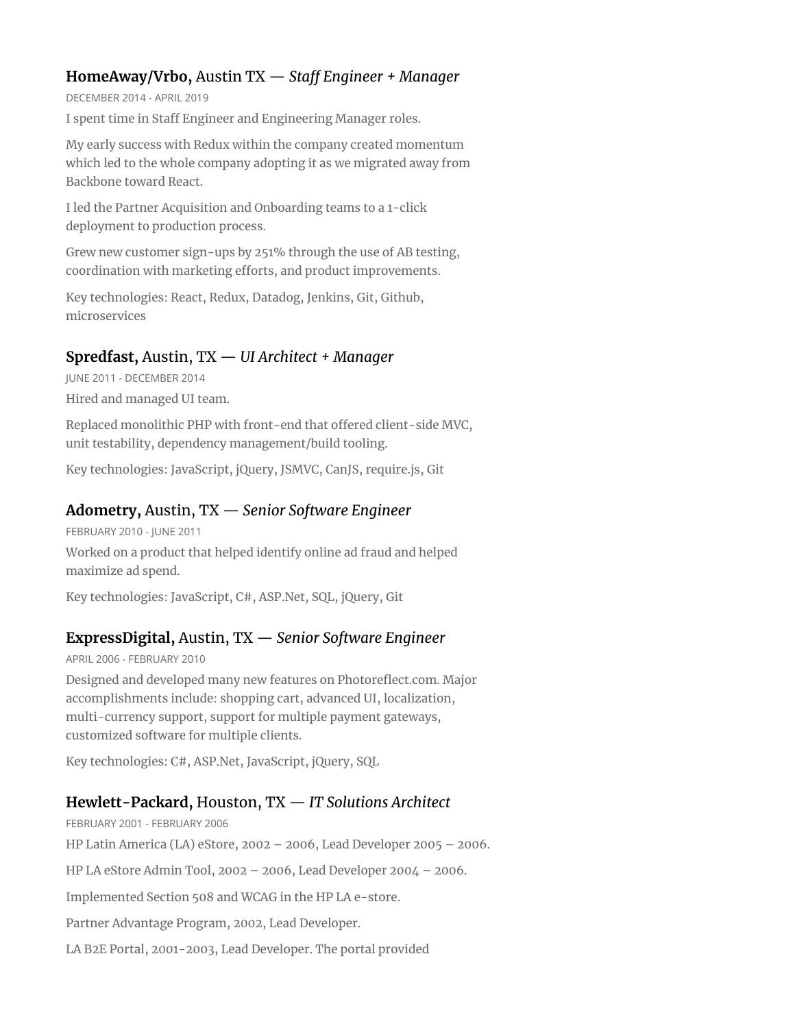### **HomeAway/Vrbo,** Austin TX — *Staff Engineer + Manager*

DECEMBER 2014 - APRIL 2019

I spent time in Staff Engineer and Engineering Manager roles.

My early success with Redux within the company created momentum which led to the whole company adopting it as we migrated away from Backbone toward React.

I led the Partner Acquisition and Onboarding teams to a 1-click deployment to production process.

Grew new customer sign-ups by 251% through the use of AB testing, coordination with marketing efforts, and product improvements.

Key technologies: React, Redux, Datadog, Jenkins, Git, Github, microservices

### **Spredfast,** Austin, TX — *UI Architect + Manager*

JUNE 2011 - DECEMBER 2014

Hired and managed UI team.

Replaced monolithic PHP with front-end that offered client-side MVC, unit testability, dependency management/build tooling.

Key technologies: JavaScript, jQuery, JSMVC, CanJS, require.js, Git

### **Adometry,** Austin, TX — *Senior Software Engineer*

FEBRUARY 2010 - JUNE 2011

Worked on a product that helped identify online ad fraud and helped maximize ad spend.

Key technologies: JavaScript, C#, ASP.Net, SQL, jQuery, Git

### **ExpressDigital,** Austin, TX — *Senior Software Engineer*

APRIL 2006 - FEBRUARY 2010

Designed and developed many new features on Photoreflect.com. Major accomplishments include: shopping cart, advanced UI, localization, multi-currency support, support for multiple payment gateways, customized software for multiple clients.

Key technologies: C#, ASP.Net, JavaScript, jQuery, SQL

### **Hewlett-Packard,** Houston, TX — *IT Solutions Architect*

FEBRUARY 2001 - FEBRUARY 2006

HP Latin America (LA) eStore, 2002 – 2006, Lead Developer 2005 – 2006.

HP LA eStore Admin Tool, 2002 – 2006, Lead Developer 2004 – 2006.

Implemented Section 508 and WCAG in the HP LA e-store.

Partner Advantage Program, 2002, Lead Developer.

LA B2E Portal, 2001-2003, Lead Developer. The portal provided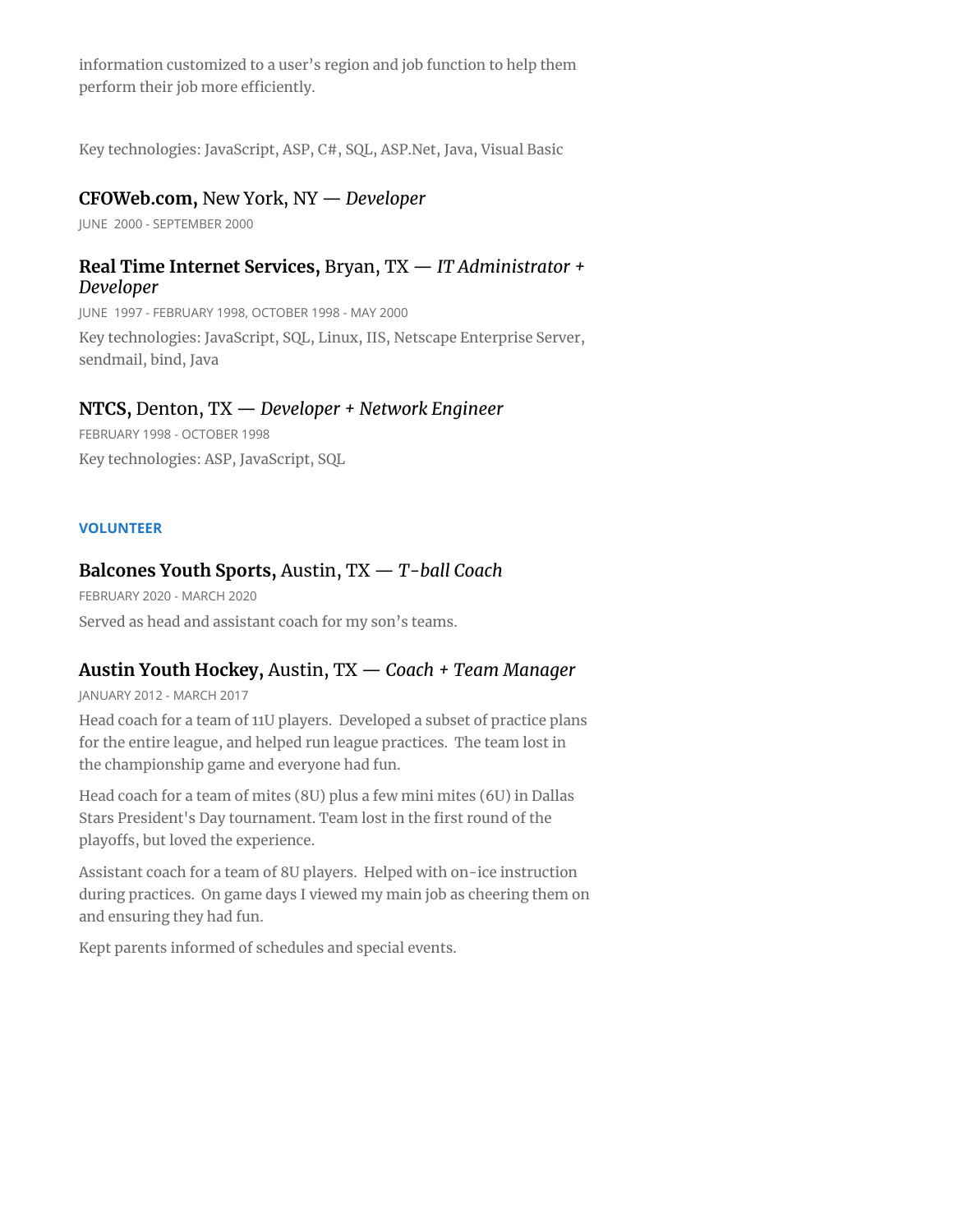information customized to a user's region and job function to help them perform their job more efficiently.

Key technologies: JavaScript, ASP, C#, SQL, ASP.Net, Java, Visual Basic

### **CFOWeb.com,** New York, NY — *Developer*

JUNE 2000 - SEPTEMBER 2000

### **Real Time Internet Services,** Bryan, TX — *IT Administrator + Developer*

JUNE 1997 - FEBRUARY 1998, OCTOBER 1998 - MAY 2000

Key technologies: JavaScript, SQL, Linux, IIS, Netscape Enterprise Server, sendmail, bind, Java

### **NTCS,** Denton, TX — *Developer + Network Engineer*

FEBRUARY 1998 - OCTOBER 1998

Key technologies: ASP, JavaScript, SQL

## VOLUNTEER

### **Balcones Youth Sports,** Austin, TX — *T-ball Coach*

FEBRUARY 2020 - MARCH 2020

Served as head and assistant coach for my son's teams.

### **Austin Youth Hockey,** Austin, TX — *Coach + Team Manager*

JANUARY 2012 - MARCH 2017

Head coach for a team of 11U players. Developed a subset of practice plans for the entire league, and helped run league practices. The team lost in the championship game and everyone had fun.

Head coach for a team of mites (8U) plus a few mini mites (6U) in Dallas Stars President's Day tournament. Team lost in the first round of the playoffs, but loved the experience.

Assistant coach for a team of 8U players. Helped with on-ice instruction during practices. On game days I viewed my main job as cheering them on and ensuring they had fun.

Kept parents informed of schedules and special events.